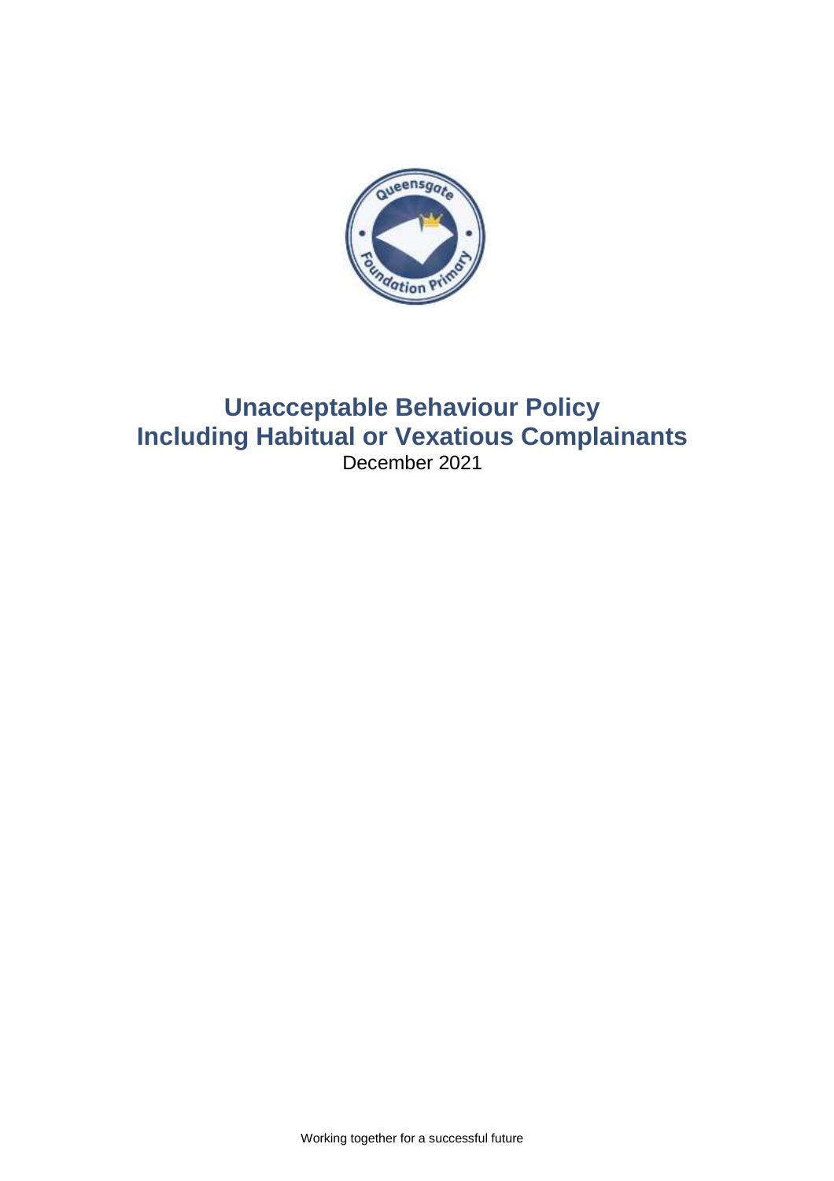# Unacceptable Behaviour Policy
# Including Habitual or Vexatious Complainants

December 2021

Working together for a successful future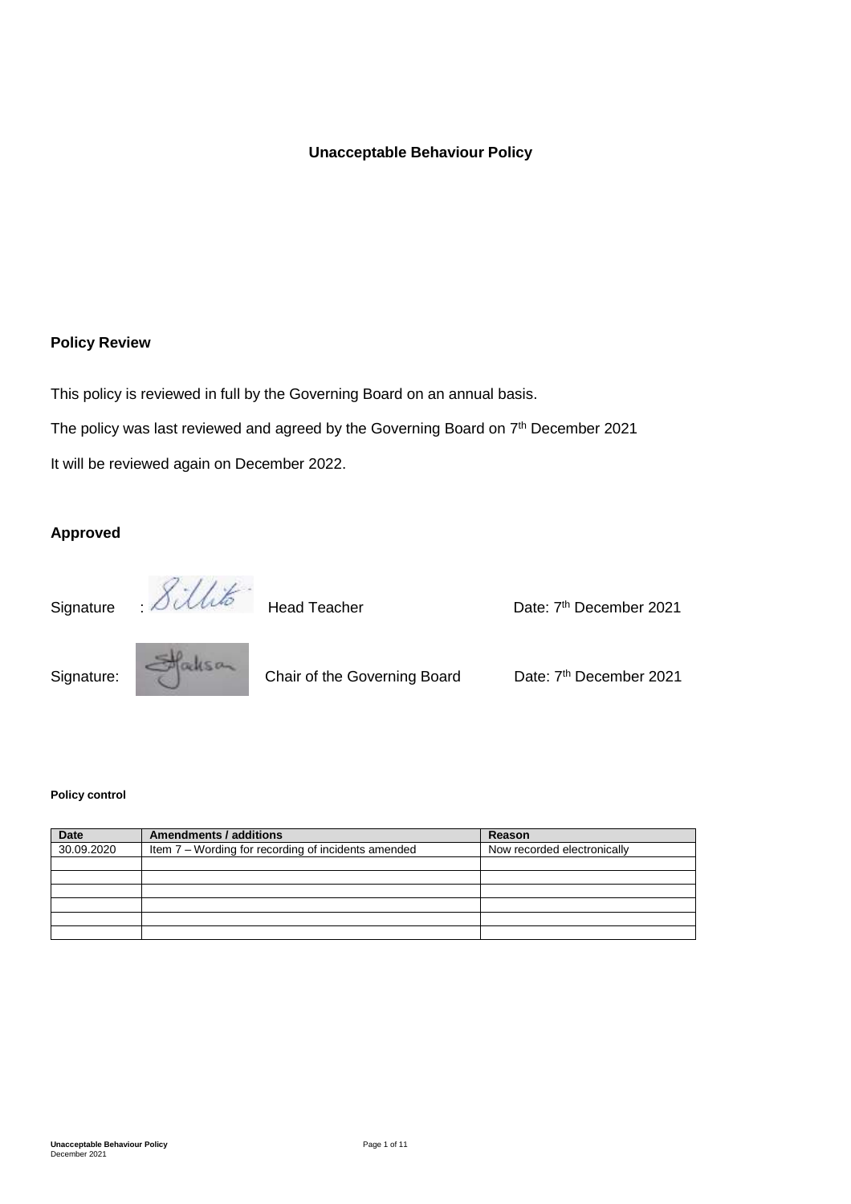**Unacceptable Behaviour Policy**

## Policy Review

This policy is reviewed in full by the Governing Board on an annual basis.

The policy was last reviewed and agreed by the Governing Board on 7th December 2021

It will be reviewed again on December 2022.

## Approved

Signature : Head Teacher Date: 7th December 2021

Signature: Chair of the Governing Board Date: 7th December 2021

**Policy control**

| Date | Amendments / additions | Reason |
|---|---|---|
| 30.09.2020 | Item 7 – Wording for recording of incidents amended | Now recorded electronically |
| | | |
| | | |
| | | |
| | | |
| | | |
| | | |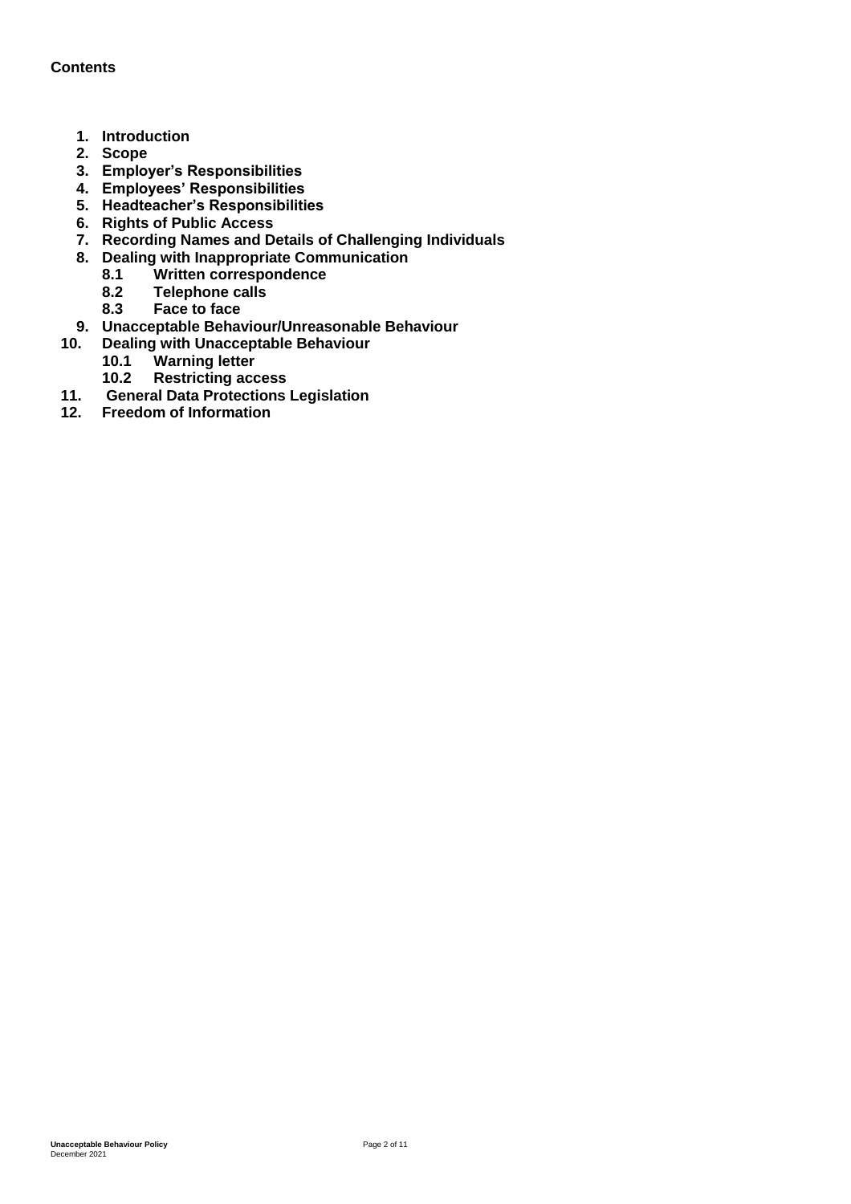**Contents**

1. **Introduction**
2. **Scope**
3. **Employer's Responsibilities**
4. **Employees' Responsibilities**
5. **Headteacher's Responsibilities**
6. **Rights of Public Access**
7. **Recording Names and Details of Challenging Individuals**
8. **Dealing with Inappropriate Communication**
   - **8.1 Written correspondence**
   - **8.2 Telephone calls**
   - **8.3 Face to face**
9. **Unacceptable Behaviour/Unreasonable Behaviour**
10. **Dealing with Unacceptable Behaviour**
    - **10.1 Warning letter**
    - **10.2 Restricting access**
11. **General Data Protections Legislation**
12. **Freedom of Information**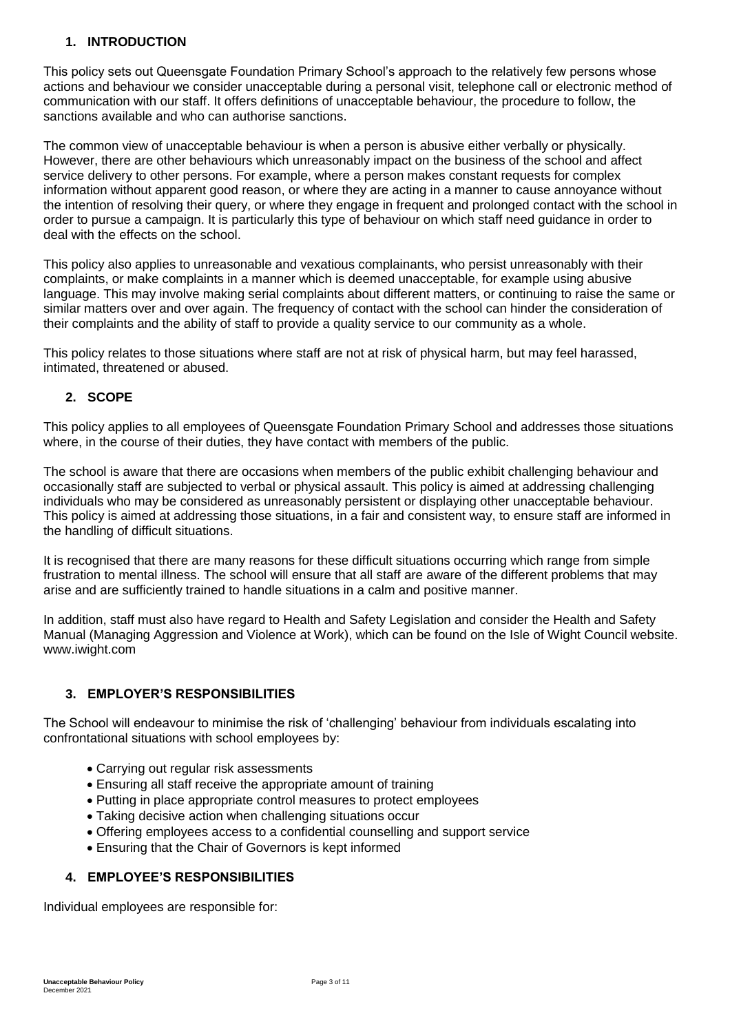## 1. INTRODUCTION

This policy sets out Queensgate Foundation Primary School's approach to the relatively few persons whose actions and behaviour we consider unacceptable during a personal visit, telephone call or electronic method of communication with our staff. It offers definitions of unacceptable behaviour, the procedure to follow, the sanctions available and who can authorise sanctions.

The common view of unacceptable behaviour is when a person is abusive either verbally or physically. However, there are other behaviours which unreasonably impact on the business of the school and affect service delivery to other persons. For example, where a person makes constant requests for complex information without apparent good reason, or where they are acting in a manner to cause annoyance without the intention of resolving their query, or where they engage in frequent and prolonged contact with the school in order to pursue a campaign. It is particularly this type of behaviour on which staff need guidance in order to deal with the effects on the school.

This policy also applies to unreasonable and vexatious complainants, who persist unreasonably with their complaints, or make complaints in a manner which is deemed unacceptable, for example using abusive language. This may involve making serial complaints about different matters, or continuing to raise the same or similar matters over and over again. The frequency of contact with the school can hinder the consideration of their complaints and the ability of staff to provide a quality service to our community as a whole.

This policy relates to those situations where staff are not at risk of physical harm, but may feel harassed, intimated, threatened or abused.

## 2. SCOPE

This policy applies to all employees of Queensgate Foundation Primary School and addresses those situations where, in the course of their duties, they have contact with members of the public.

The school is aware that there are occasions when members of the public exhibit challenging behaviour and occasionally staff are subjected to verbal or physical assault. This policy is aimed at addressing challenging individuals who may be considered as unreasonably persistent or displaying other unacceptable behaviour. This policy is aimed at addressing those situations, in a fair and consistent way, to ensure staff are informed in the handling of difficult situations.

It is recognised that there are many reasons for these difficult situations occurring which range from simple frustration to mental illness. The school will ensure that all staff are aware of the different problems that may arise and are sufficiently trained to handle situations in a calm and positive manner.

In addition, staff must also have regard to Health and Safety Legislation and consider the Health and Safety Manual (Managing Aggression and Violence at Work), which can be found on the Isle of Wight Council website. www.iwight.com

## 3. EMPLOYER'S RESPONSIBILITIES

The School will endeavour to minimise the risk of 'challenging' behaviour from individuals escalating into confrontational situations with school employees by:

- Carrying out regular risk assessments
- Ensuring all staff receive the appropriate amount of training
- Putting in place appropriate control measures to protect employees
- Taking decisive action when challenging situations occur
- Offering employees access to a confidential counselling and support service
- Ensuring that the Chair of Governors is kept informed

## 4. EMPLOYEE'S RESPONSIBILITIES

Individual employees are responsible for: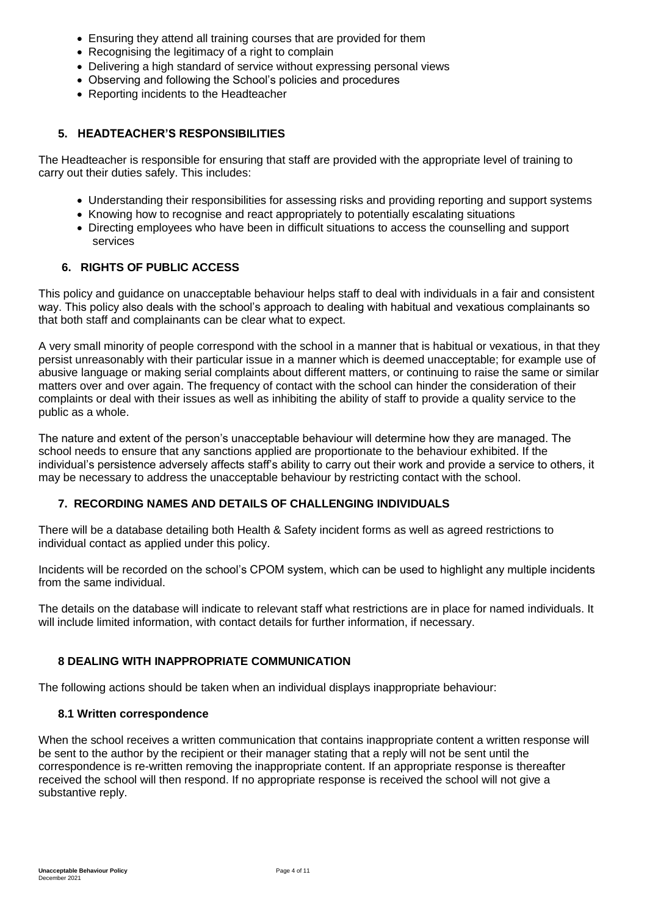- Ensuring they attend all training courses that are provided for them
- Recognising the legitimacy of a right to complain
- Delivering a high standard of service without expressing personal views
- Observing and following the School's policies and procedures
- Reporting incidents to the Headteacher

## 5. HEADTEACHER'S RESPONSIBILITIES

The Headteacher is responsible for ensuring that staff are provided with the appropriate level of training to carry out their duties safely. This includes:

- Understanding their responsibilities for assessing risks and providing reporting and support systems
- Knowing how to recognise and react appropriately to potentially escalating situations
- Directing employees who have been in difficult situations to access the counselling and support services

## 6. RIGHTS OF PUBLIC ACCESS

This policy and guidance on unacceptable behaviour helps staff to deal with individuals in a fair and consistent way. This policy also deals with the school's approach to dealing with habitual and vexatious complainants so that both staff and complainants can be clear what to expect.

A very small minority of people correspond with the school in a manner that is habitual or vexatious, in that they persist unreasonably with their particular issue in a manner which is deemed unacceptable; for example use of abusive language or making serial complaints about different matters, or continuing to raise the same or similar matters over and over again. The frequency of contact with the school can hinder the consideration of their complaints or deal with their issues as well as inhibiting the ability of staff to provide a quality service to the public as a whole.

The nature and extent of the person's unacceptable behaviour will determine how they are managed. The school needs to ensure that any sanctions applied are proportionate to the behaviour exhibited. If the individual's persistence adversely affects staff's ability to carry out their work and provide a service to others, it may be necessary to address the unacceptable behaviour by restricting contact with the school.

## 7. RECORDING NAMES AND DETAILS OF CHALLENGING INDIVIDUALS

There will be a database detailing both Health & Safety incident forms as well as agreed restrictions to individual contact as applied under this policy.

Incidents will be recorded on the school's CPOM system, which can be used to highlight any multiple incidents from the same individual.

The details on the database will indicate to relevant staff what restrictions are in place for named individuals. It will include limited information, with contact details for further information, if necessary.

## 8 DEALING WITH INAPPROPRIATE COMMUNICATION

The following actions should be taken when an individual displays inappropriate behaviour:

### 8.1 Written correspondence

When the school receives a written communication that contains inappropriate content a written response will be sent to the author by the recipient or their manager stating that a reply will not be sent until the correspondence is re-written removing the inappropriate content. If an appropriate response is thereafter received the school will then respond. If no appropriate response is received the school will not give a substantive reply.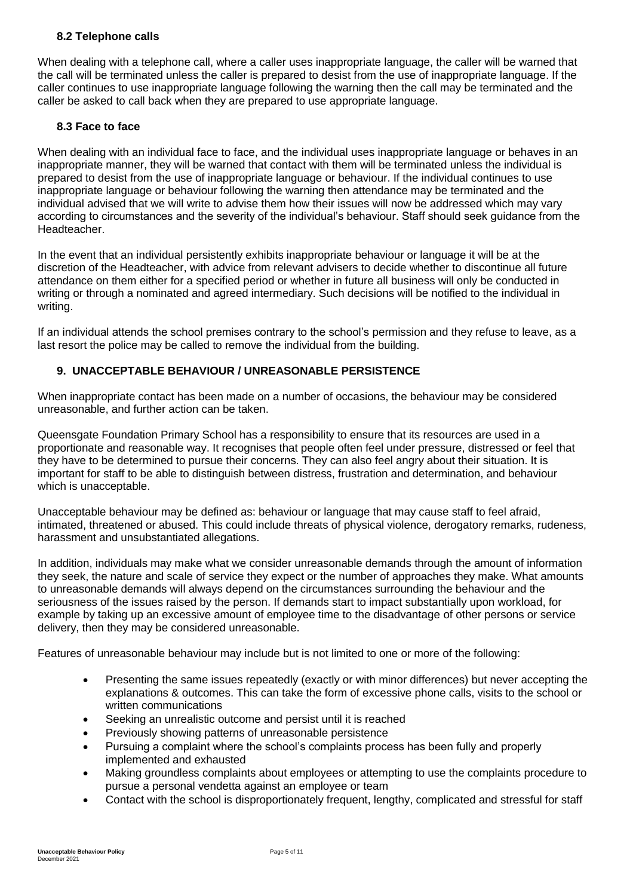### 8.2 Telephone calls

When dealing with a telephone call, where a caller uses inappropriate language, the caller will be warned that the call will be terminated unless the caller is prepared to desist from the use of inappropriate language. If the caller continues to use inappropriate language following the warning then the call may be terminated and the caller be asked to call back when they are prepared to use appropriate language.

### 8.3 Face to face

When dealing with an individual face to face, and the individual uses inappropriate language or behaves in an inappropriate manner, they will be warned that contact with them will be terminated unless the individual is prepared to desist from the use of inappropriate language or behaviour. If the individual continues to use inappropriate language or behaviour following the warning then attendance may be terminated and the individual advised that we will write to advise them how their issues will now be addressed which may vary according to circumstances and the severity of the individual's behaviour. Staff should seek guidance from the Headteacher.

In the event that an individual persistently exhibits inappropriate behaviour or language it will be at the discretion of the Headteacher, with advice from relevant advisers to decide whether to discontinue all future attendance on them either for a specified period or whether in future all business will only be conducted in writing or through a nominated and agreed intermediary. Such decisions will be notified to the individual in writing.

If an individual attends the school premises contrary to the school's permission and they refuse to leave, as a last resort the police may be called to remove the individual from the building.

## 9. UNACCEPTABLE BEHAVIOUR / UNREASONABLE PERSISTENCE

When inappropriate contact has been made on a number of occasions, the behaviour may be considered unreasonable, and further action can be taken.

Queensgate Foundation Primary School has a responsibility to ensure that its resources are used in a proportionate and reasonable way. It recognises that people often feel under pressure, distressed or feel that they have to be determined to pursue their concerns. They can also feel angry about their situation. It is important for staff to be able to distinguish between distress, frustration and determination, and behaviour which is unacceptable.

Unacceptable behaviour may be defined as: behaviour or language that may cause staff to feel afraid, intimated, threatened or abused. This could include threats of physical violence, derogatory remarks, rudeness, harassment and unsubstantiated allegations.

In addition, individuals may make what we consider unreasonable demands through the amount of information they seek, the nature and scale of service they expect or the number of approaches they make. What amounts to unreasonable demands will always depend on the circumstances surrounding the behaviour and the seriousness of the issues raised by the person. If demands start to impact substantially upon workload, for example by taking up an excessive amount of employee time to the disadvantage of other persons or service delivery, then they may be considered unreasonable.

Features of unreasonable behaviour may include but is not limited to one or more of the following:

- Presenting the same issues repeatedly (exactly or with minor differences) but never accepting the explanations & outcomes. This can take the form of excessive phone calls, visits to the school or written communications
- Seeking an unrealistic outcome and persist until it is reached
- Previously showing patterns of unreasonable persistence
- Pursuing a complaint where the school's complaints process has been fully and properly implemented and exhausted
- Making groundless complaints about employees or attempting to use the complaints procedure to pursue a personal vendetta against an employee or team
- Contact with the school is disproportionately frequent, lengthy, complicated and stressful for staff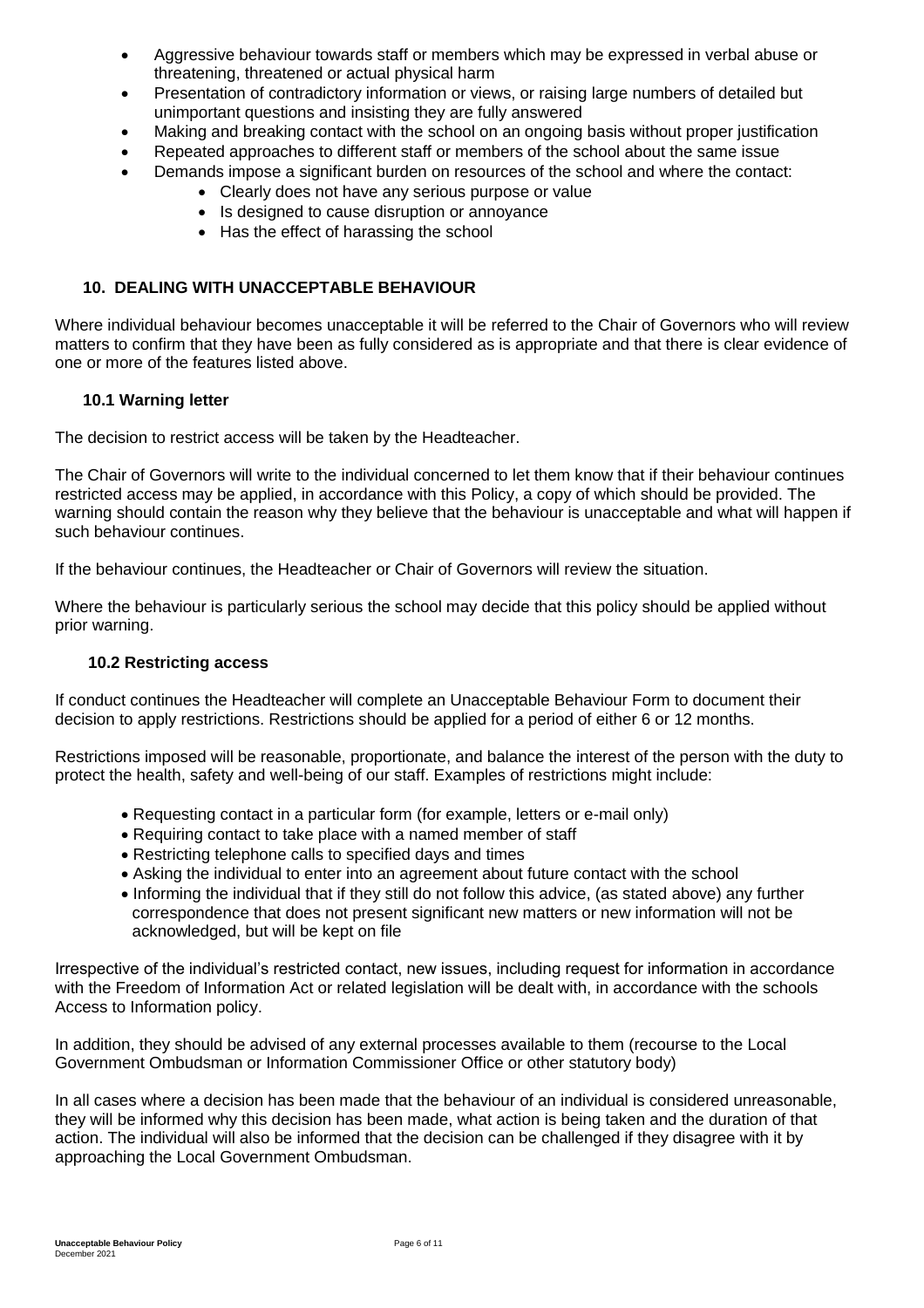- Aggressive behaviour towards staff or members which may be expressed in verbal abuse or threatening, threatened or actual physical harm
- Presentation of contradictory information or views, or raising large numbers of detailed but unimportant questions and insisting they are fully answered
- Making and breaking contact with the school on an ongoing basis without proper justification
- Repeated approaches to different staff or members of the school about the same issue
- Demands impose a significant burden on resources of the school and where the contact:
  - Clearly does not have any serious purpose or value
  - Is designed to cause disruption or annoyance
  - Has the effect of harassing the school

## 10. DEALING WITH UNACCEPTABLE BEHAVIOUR

Where individual behaviour becomes unacceptable it will be referred to the Chair of Governors who will review matters to confirm that they have been as fully considered as is appropriate and that there is clear evidence of one or more of the features listed above.

### 10.1 Warning letter

The decision to restrict access will be taken by the Headteacher.

The Chair of Governors will write to the individual concerned to let them know that if their behaviour continues restricted access may be applied, in accordance with this Policy, a copy of which should be provided. The warning should contain the reason why they believe that the behaviour is unacceptable and what will happen if such behaviour continues.

If the behaviour continues, the Headteacher or Chair of Governors will review the situation.

Where the behaviour is particularly serious the school may decide that this policy should be applied without prior warning.

### 10.2 Restricting access

If conduct continues the Headteacher will complete an Unacceptable Behaviour Form to document their decision to apply restrictions. Restrictions should be applied for a period of either 6 or 12 months.

Restrictions imposed will be reasonable, proportionate, and balance the interest of the person with the duty to protect the health, safety and well-being of our staff. Examples of restrictions might include:

- Requesting contact in a particular form (for example, letters or e-mail only)
- Requiring contact to take place with a named member of staff
- Restricting telephone calls to specified days and times
- Asking the individual to enter into an agreement about future contact with the school
- Informing the individual that if they still do not follow this advice, (as stated above) any further correspondence that does not present significant new matters or new information will not be acknowledged, but will be kept on file

Irrespective of the individual's restricted contact, new issues, including request for information in accordance with the Freedom of Information Act or related legislation will be dealt with, in accordance with the schools Access to Information policy.

In addition, they should be advised of any external processes available to them (recourse to the Local Government Ombudsman or Information Commissioner Office or other statutory body)

In all cases where a decision has been made that the behaviour of an individual is considered unreasonable, they will be informed why this decision has been made, what action is being taken and the duration of that action. The individual will also be informed that the decision can be challenged if they disagree with it by approaching the Local Government Ombudsman.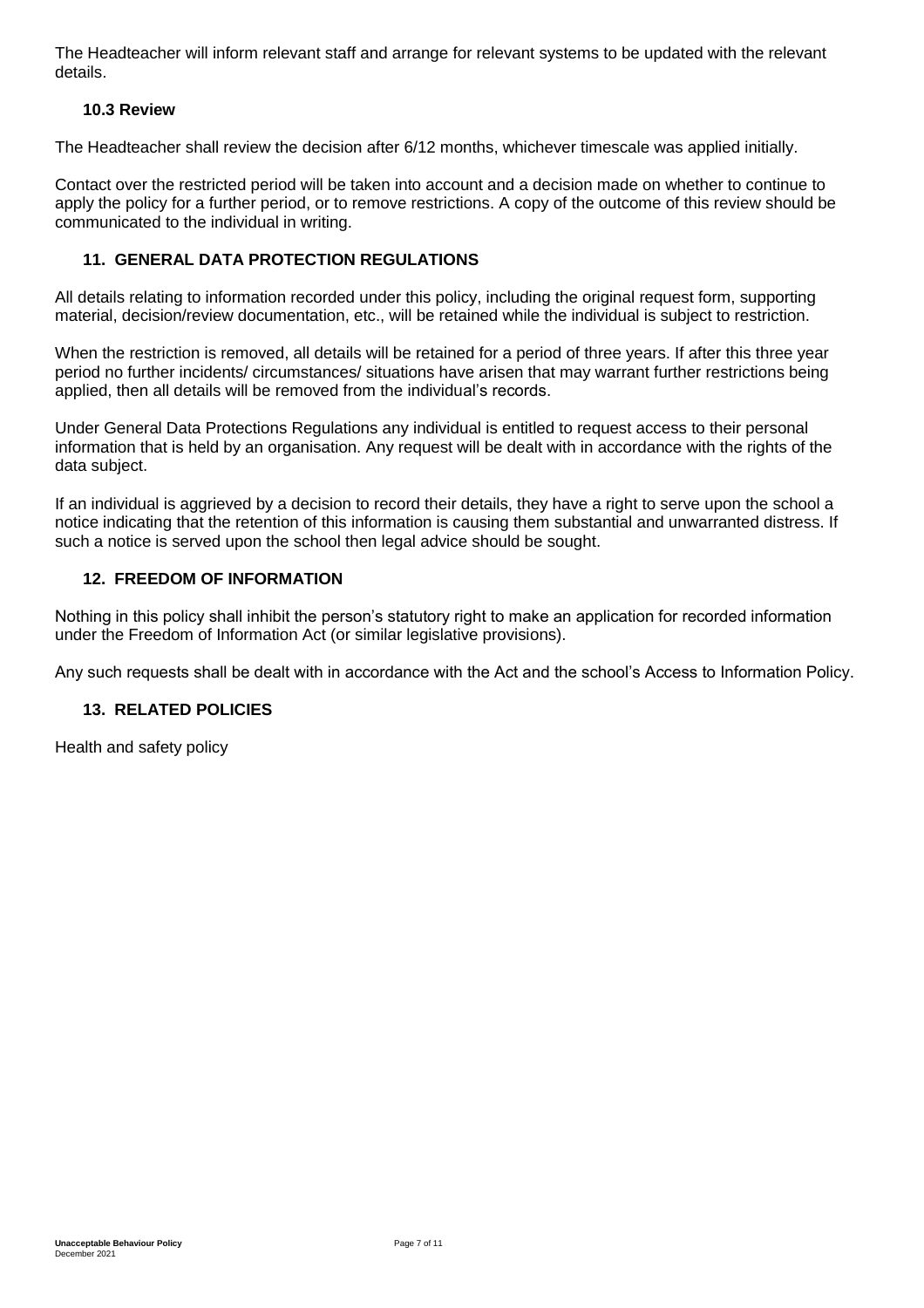The Headteacher will inform relevant staff and arrange for relevant systems to be updated with the relevant details.

### 10.3 Review

The Headteacher shall review the decision after 6/12 months, whichever timescale was applied initially.

Contact over the restricted period will be taken into account and a decision made on whether to continue to apply the policy for a further period, or to remove restrictions. A copy of the outcome of this review should be communicated to the individual in writing.

## 11. GENERAL DATA PROTECTION REGULATIONS

All details relating to information recorded under this policy, including the original request form, supporting material, decision/review documentation, etc., will be retained while the individual is subject to restriction.

When the restriction is removed, all details will be retained for a period of three years. If after this three year period no further incidents/ circumstances/ situations have arisen that may warrant further restrictions being applied, then all details will be removed from the individual's records.

Under General Data Protections Regulations any individual is entitled to request access to their personal information that is held by an organisation. Any request will be dealt with in accordance with the rights of the data subject.

If an individual is aggrieved by a decision to record their details, they have a right to serve upon the school a notice indicating that the retention of this information is causing them substantial and unwarranted distress. If such a notice is served upon the school then legal advice should be sought.

## 12. FREEDOM OF INFORMATION

Nothing in this policy shall inhibit the person's statutory right to make an application for recorded information under the Freedom of Information Act (or similar legislative provisions).

Any such requests shall be dealt with in accordance with the Act and the school's Access to Information Policy.

## 13. RELATED POLICIES

Health and safety policy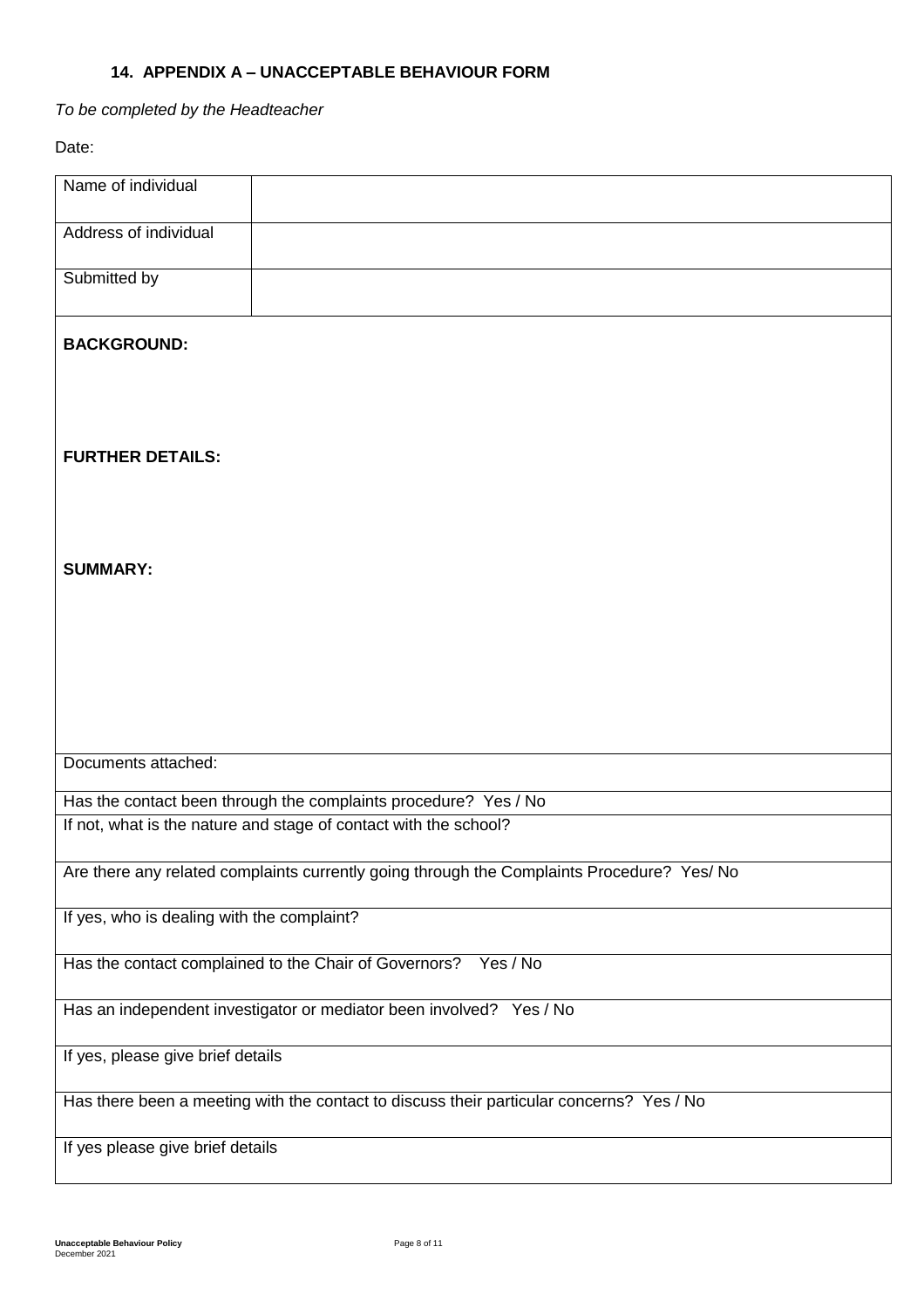## 14. APPENDIX A – UNACCEPTABLE BEHAVIOUR FORM

*To be completed by the Headteacher*

Date:

| Name of individual | |
|---|---|
| Address of individual | |
| Submitted by | |

**BACKGROUND:**

**FURTHER DETAILS:**

**SUMMARY:**

| |
|---|
| Documents attached: |
| Has the contact been through the complaints procedure? Yes / No |
| If not, what is the nature and stage of contact with the school? |
| Are there any related complaints currently going through the Complaints Procedure? Yes/ No |
| If yes, who is dealing with the complaint? |
| Has the contact complained to the Chair of Governors? Yes / No |
| Has an independent investigator or mediator been involved? Yes / No |
| If yes, please give brief details |
| Has there been a meeting with the contact to discuss their particular concerns? Yes / No |
| If yes please give brief details |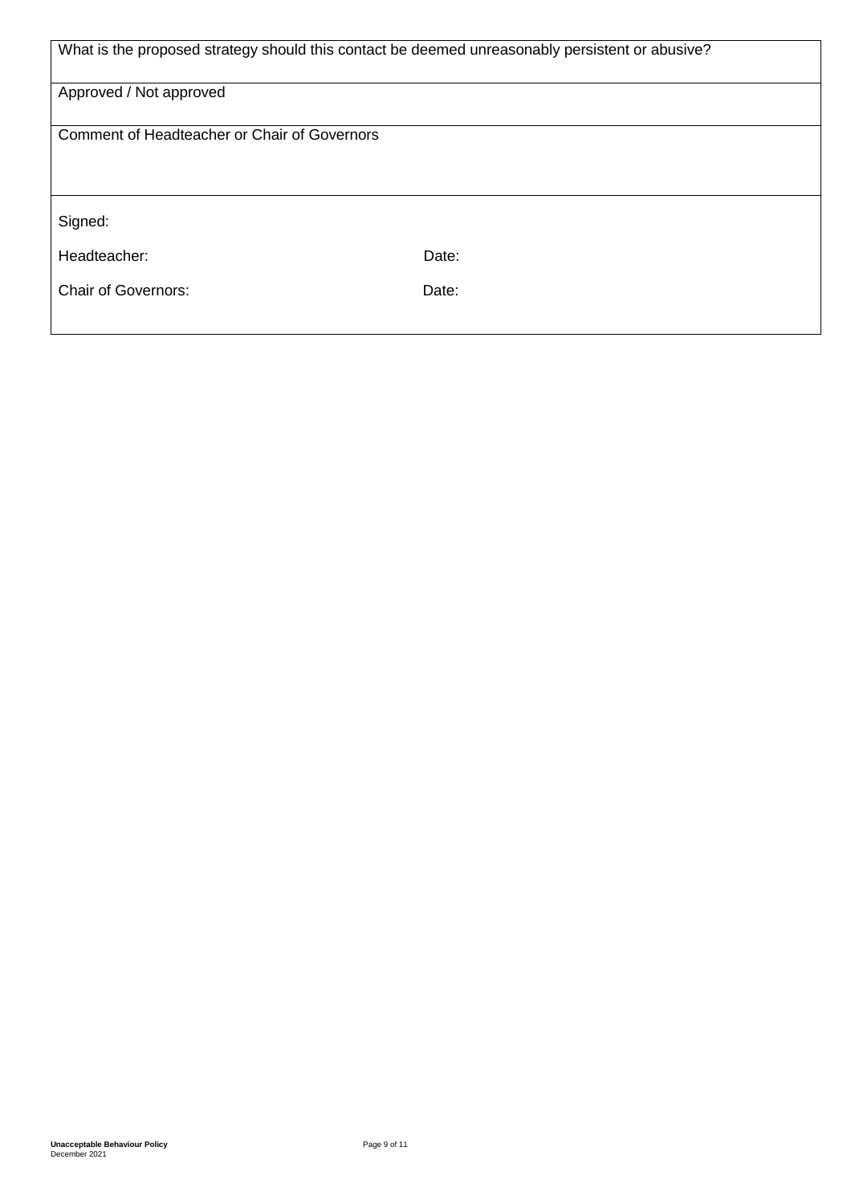| What is the proposed strategy should this contact be deemed unreasonably persistent or abusive? | |
|---|---|
| Approved / Not approved | |
| Comment of Headteacher or Chair of Governors | |
| Signed: | |
| Headteacher: | Date: |
| Chair of Governors: | Date: |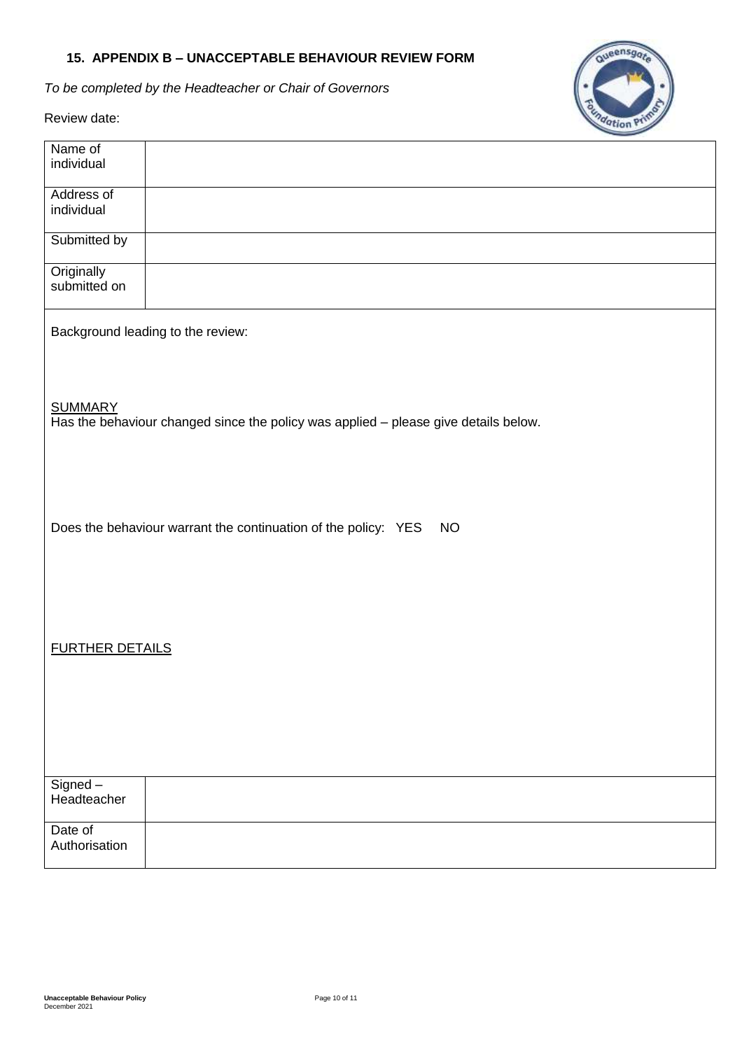## 15. APPENDIX B – UNACCEPTABLE BEHAVIOUR REVIEW FORM

*To be completed by the Headteacher or Chair of Governors*

Review date:

| | |
|---|---|
| Name of individual | |
| Address of individual | |
| Submitted by | |
| Originally submitted on | |

Background leading to the review:

SUMMARY

Has the behaviour changed since the policy was applied – please give details below.

Does the behaviour warrant the continuation of the policy: YES NO

FURTHER DETAILS

| | |
|---|---|
| Signed – Headteacher | |
| Date of Authorisation | |